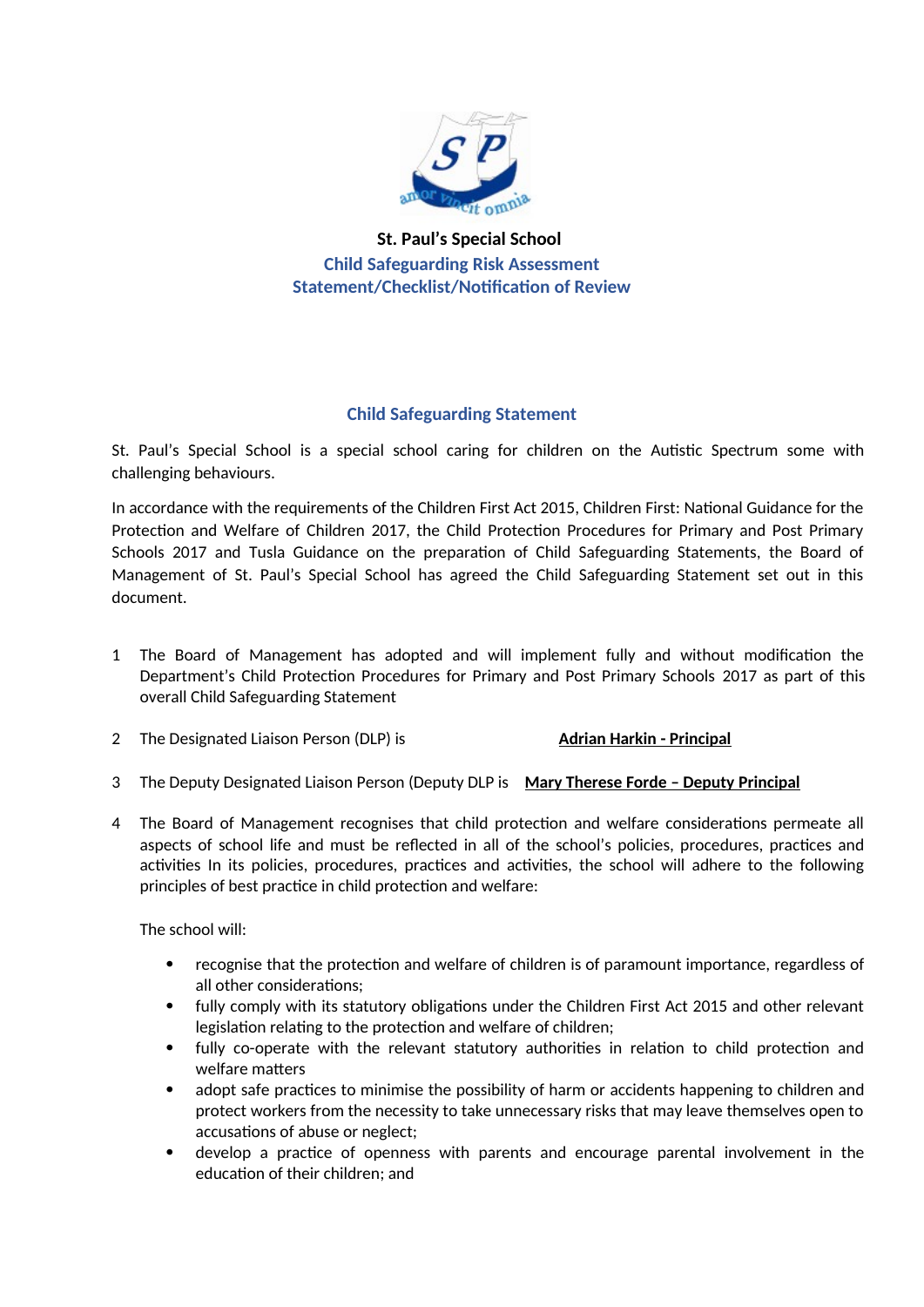**St. Paul's Special School**

**Child Safeguarding Risk Assessment Statement/Checklist/Notification of Review**

## Child Safeguarding Statement

St. Paul's Special School is a special school caring for children on the Autistic Spectrum some with challenging behaviours.

In accordance with the requirements of the Children First Act 2015, Children First: National Guidance for the Protection and Welfare of Children 2017, the Child Protection Procedures for Primary and Post Primary Schools 2017 and Tusla Guidance on the preparation of Child Safeguarding Statements, the Board of Management of St. Paul's Special School has agreed the Child Safeguarding Statement set out in this document.

1. The Board of Management has adopted and will implement fully and without modification the Department's Child Protection Procedures for Primary and Post Primary Schools 2017 as part of this overall Child Safeguarding Statement

2. The Designated Liaison Person (DLP) is **Adrian Harkin - Principal**

3. The Deputy Designated Liaison Person (Deputy DLP is **Mary Therese Forde – Deputy Principal**

4. The Board of Management recognises that child protection and welfare considerations permeate all aspects of school life and must be reflected in all of the school's policies, procedures, practices and activities In its policies, procedures, practices and activities, the school will adhere to the following principles of best practice in child protection and welfare:

   The school will:

   - recognise that the protection and welfare of children is of paramount importance, regardless of all other considerations;
   - fully comply with its statutory obligations under the Children First Act 2015 and other relevant legislation relating to the protection and welfare of children;
   - fully co-operate with the relevant statutory authorities in relation to child protection and welfare matters
   - adopt safe practices to minimise the possibility of harm or accidents happening to children and protect workers from the necessity to take unnecessary risks that may leave themselves open to accusations of abuse or neglect;
   - develop a practice of openness with parents and encourage parental involvement in the education of their children; and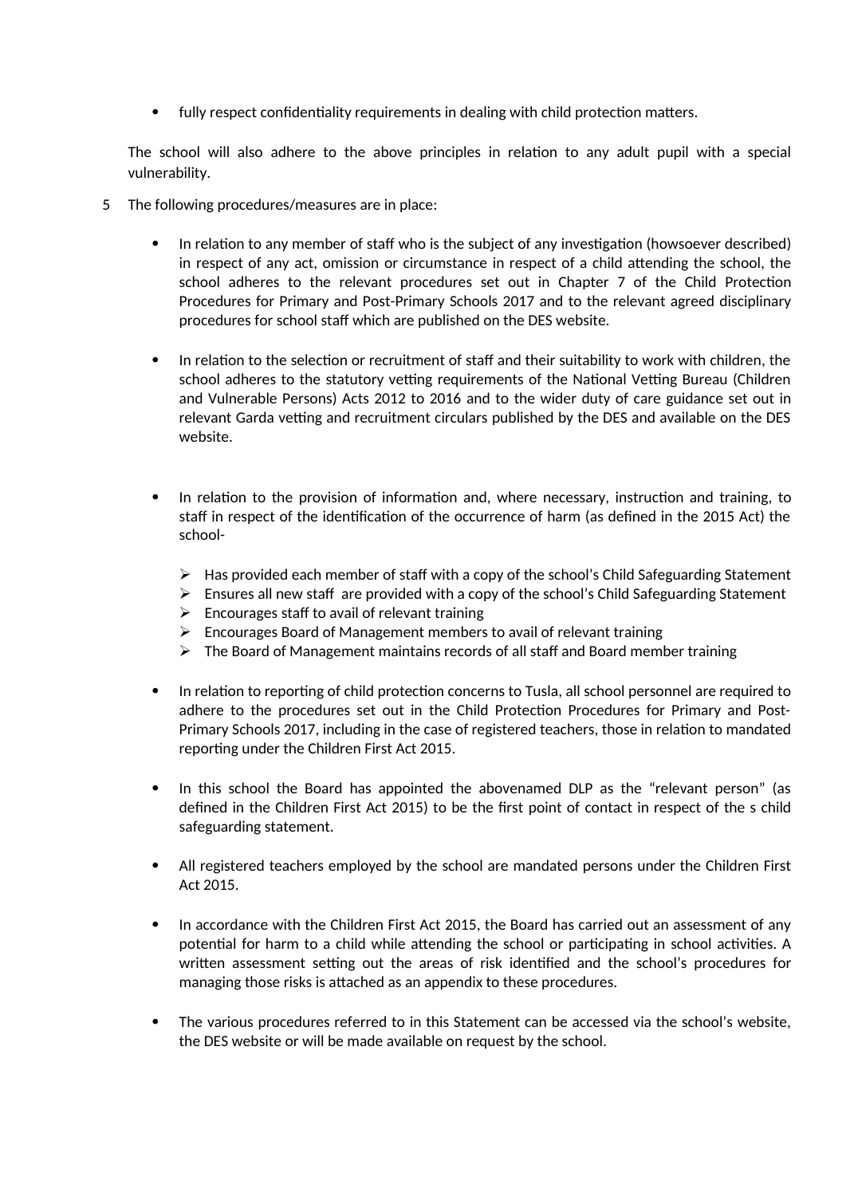- fully respect confidentiality requirements in dealing with child protection matters.

The school will also adhere to the above principles in relation to any adult pupil with a special vulnerability.

5 The following procedures/measures are in place:

- In relation to any member of staff who is the subject of any investigation (howsoever described) in respect of any act, omission or circumstance in respect of a child attending the school, the school adheres to the relevant procedures set out in Chapter 7 of the Child Protection Procedures for Primary and Post-Primary Schools 2017 and to the relevant agreed disciplinary procedures for school staff which are published on the DES website.

- In relation to the selection or recruitment of staff and their suitability to work with children, the school adheres to the statutory vetting requirements of the National Vetting Bureau (Children and Vulnerable Persons) Acts 2012 to 2016 and to the wider duty of care guidance set out in relevant Garda vetting and recruitment circulars published by the DES and available on the DES website.

- In relation to the provision of information and, where necessary, instruction and training, to staff in respect of the identification of the occurrence of harm (as defined in the 2015 Act) the school-

  - Has provided each member of staff with a copy of the school's Child Safeguarding Statement
  - Ensures all new staff are provided with a copy of the school's Child Safeguarding Statement
  - Encourages staff to avail of relevant training
  - Encourages Board of Management members to avail of relevant training
  - The Board of Management maintains records of all staff and Board member training

- In relation to reporting of child protection concerns to Tusla, all school personnel are required to adhere to the procedures set out in the Child Protection Procedures for Primary and Post-Primary Schools 2017, including in the case of registered teachers, those in relation to mandated reporting under the Children First Act 2015.

- In this school the Board has appointed the abovenamed DLP as the "relevant person" (as defined in the Children First Act 2015) to be the first point of contact in respect of the s child safeguarding statement.

- All registered teachers employed by the school are mandated persons under the Children First Act 2015.

- In accordance with the Children First Act 2015, the Board has carried out an assessment of any potential for harm to a child while attending the school or participating in school activities. A written assessment setting out the areas of risk identified and the school's procedures for managing those risks is attached as an appendix to these procedures.

- The various procedures referred to in this Statement can be accessed via the school's website, the DES website or will be made available on request by the school.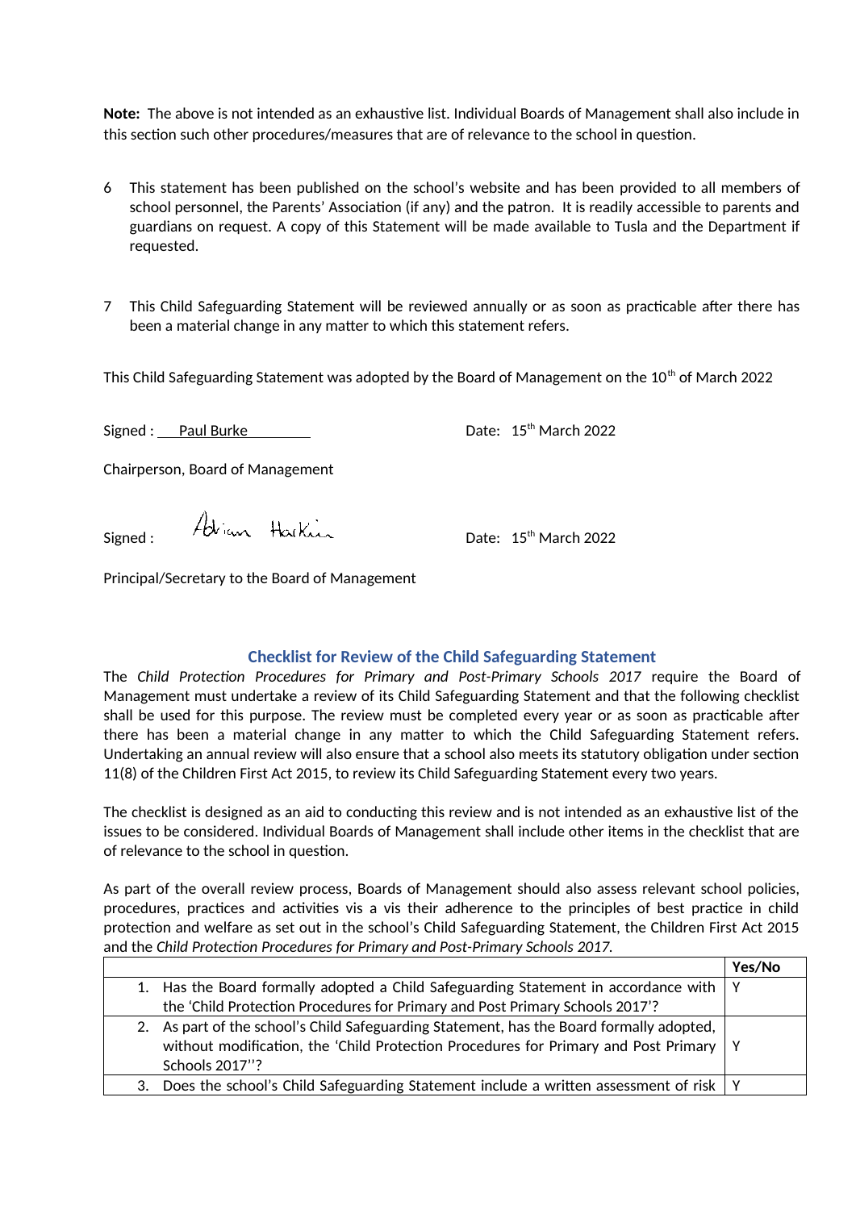**Note:** The above is not intended as an exhaustive list. Individual Boards of Management shall also include in this section such other procedures/measures that are of relevance to the school in question.

6 This statement has been published on the school's website and has been provided to all members of school personnel, the Parents' Association (if any) and the patron. It is readily accessible to parents and guardians on request. A copy of this Statement will be made available to Tusla and the Department if requested.

7 This Child Safeguarding Statement will be reviewed annually or as soon as practicable after there has been a material change in any matter to which this statement refers.

This Child Safeguarding Statement was adopted by the Board of Management on the 10th of March 2022

Signed : Paul Burke  Date: 15th March 2022

Chairperson, Board of Management

Signed : Adrian Harkin  Date: 15th March 2022

Principal/Secretary to the Board of Management

### Checklist for Review of the Child Safeguarding Statement

The *Child Protection Procedures for Primary and Post-Primary Schools 2017* require the Board of Management must undertake a review of its Child Safeguarding Statement and that the following checklist shall be used for this purpose. The review must be completed every year or as soon as practicable after there has been a material change in any matter to which the Child Safeguarding Statement refers. Undertaking an annual review will also ensure that a school also meets its statutory obligation under section 11(8) of the Children First Act 2015, to review its Child Safeguarding Statement every two years.

The checklist is designed as an aid to conducting this review and is not intended as an exhaustive list of the issues to be considered. Individual Boards of Management shall include other items in the checklist that are of relevance to the school in question.

As part of the overall review process, Boards of Management should also assess relevant school policies, procedures, practices and activities vis a vis their adherence to the principles of best practice in child protection and welfare as set out in the school's Child Safeguarding Statement, the Children First Act 2015 and the *Child Protection Procedures for Primary and Post-Primary Schools 2017.*

| | Yes/No |
|---|---|
| 1. Has the Board formally adopted a Child Safeguarding Statement in accordance with the 'Child Protection Procedures for Primary and Post Primary Schools 2017'? | Y |
| 2. As part of the school's Child Safeguarding Statement, has the Board formally adopted, without modification, the 'Child Protection Procedures for Primary and Post Primary Schools 2017''? | Y |
| 3. Does the school's Child Safeguarding Statement include a written assessment of risk | Y |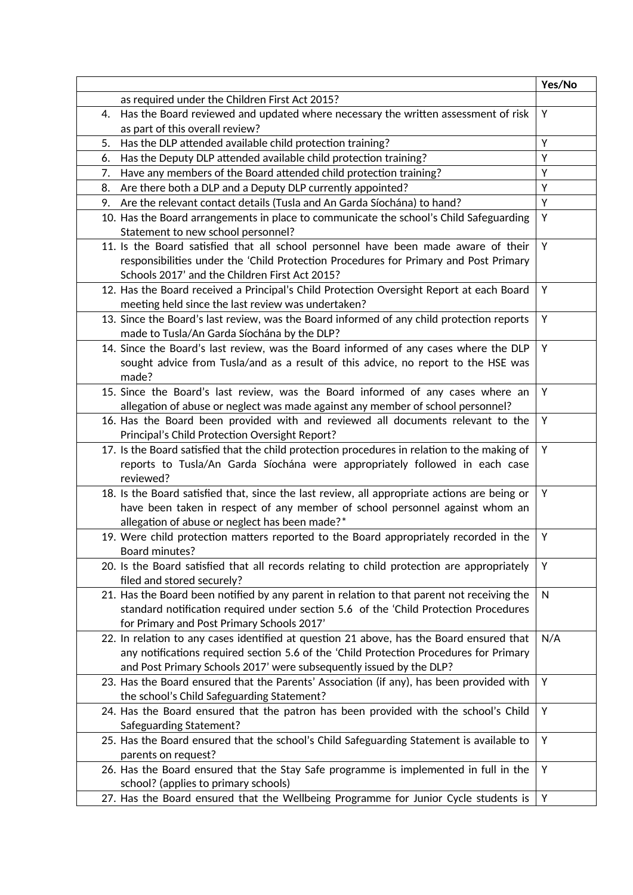| | Yes/No |
|---|---|
| as required under the Children First Act 2015? | |
| 4. Has the Board reviewed and updated where necessary the written assessment of risk as part of this overall review? | Y |
| 5. Has the DLP attended available child protection training? | Y |
| 6. Has the Deputy DLP attended available child protection training? | Y |
| 7. Have any members of the Board attended child protection training? | Y |
| 8. Are there both a DLP and a Deputy DLP currently appointed? | Y |
| 9. Are the relevant contact details (Tusla and An Garda Síochána) to hand? | Y |
| 10. Has the Board arrangements in place to communicate the school's Child Safeguarding Statement to new school personnel? | Y |
| 11. Is the Board satisfied that all school personnel have been made aware of their responsibilities under the 'Child Protection Procedures for Primary and Post Primary Schools 2017' and the Children First Act 2015? | Y |
| 12. Has the Board received a Principal's Child Protection Oversight Report at each Board meeting held since the last review was undertaken? | Y |
| 13. Since the Board's last review, was the Board informed of any child protection reports made to Tusla/An Garda Síochána by the DLP? | Y |
| 14. Since the Board's last review, was the Board informed of any cases where the DLP sought advice from Tusla/and as a result of this advice, no report to the HSE was made? | Y |
| 15. Since the Board's last review, was the Board informed of any cases where an allegation of abuse or neglect was made against any member of school personnel? | Y |
| 16. Has the Board been provided with and reviewed all documents relevant to the Principal's Child Protection Oversight Report? | Y |
| 17. Is the Board satisfied that the child protection procedures in relation to the making of reports to Tusla/An Garda Síochána were appropriately followed in each case reviewed? | Y |
| 18. Is the Board satisfied that, since the last review, all appropriate actions are being or have been taken in respect of any member of school personnel against whom an allegation of abuse or neglect has been made?* | Y |
| 19. Were child protection matters reported to the Board appropriately recorded in the Board minutes? | Y |
| 20. Is the Board satisfied that all records relating to child protection are appropriately filed and stored securely? | Y |
| 21. Has the Board been notified by any parent in relation to that parent not receiving the standard notification required under section 5.6 of the 'Child Protection Procedures for Primary and Post Primary Schools 2017' | N |
| 22. In relation to any cases identified at question 21 above, has the Board ensured that any notifications required section 5.6 of the 'Child Protection Procedures for Primary and Post Primary Schools 2017' were subsequently issued by the DLP? | N/A |
| 23. Has the Board ensured that the Parents' Association (if any), has been provided with the school's Child Safeguarding Statement? | Y |
| 24. Has the Board ensured that the patron has been provided with the school's Child Safeguarding Statement? | Y |
| 25. Has the Board ensured that the school's Child Safeguarding Statement is available to parents on request? | Y |
| 26. Has the Board ensured that the Stay Safe programme is implemented in full in the school? (applies to primary schools) | Y |
| 27. Has the Board ensured that the Wellbeing Programme for Junior Cycle students is | Y |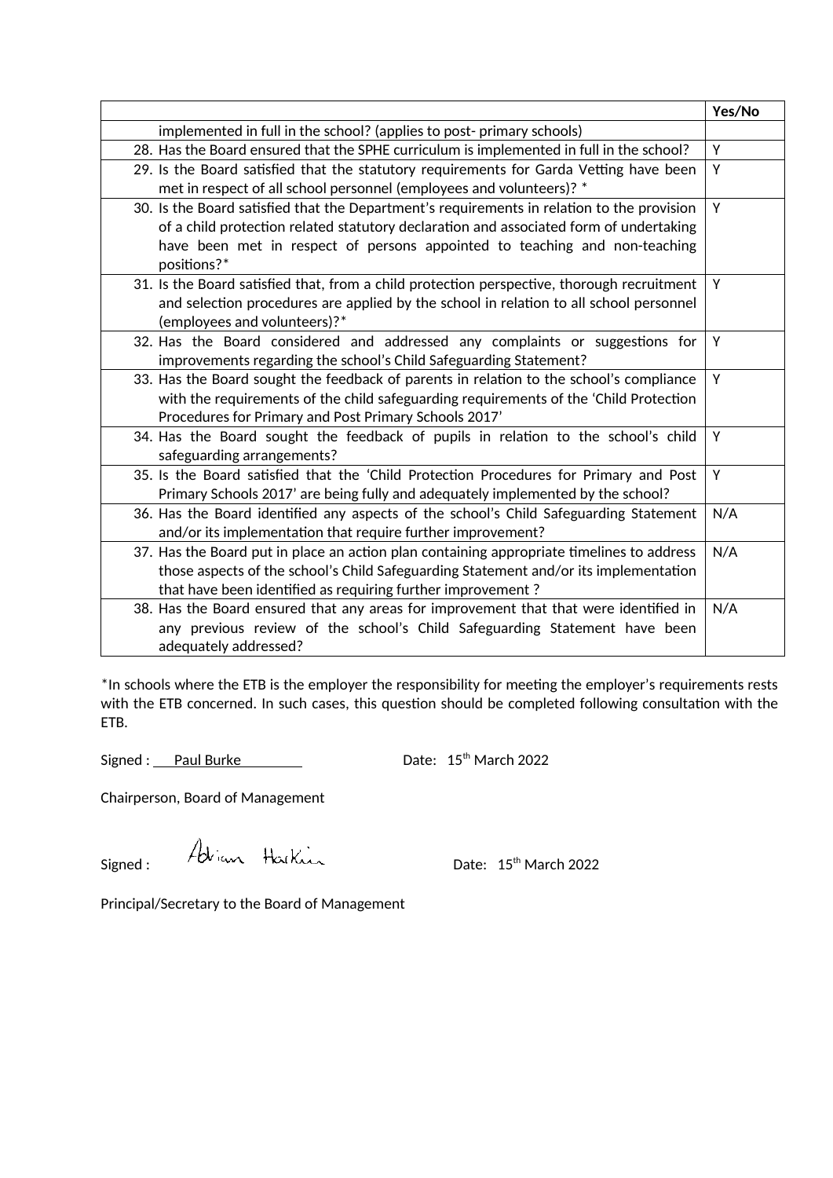| | Yes/No |
|---|---|
| implemented in full in the school? (applies to post- primary schools) | |
| 28. Has the Board ensured that the SPHE curriculum is implemented in full in the school? | Y |
| 29. Is the Board satisfied that the statutory requirements for Garda Vetting have been met in respect of all school personnel (employees and volunteers)? * | Y |
| 30. Is the Board satisfied that the Department's requirements in relation to the provision of a child protection related statutory declaration and associated form of undertaking have been met in respect of persons appointed to teaching and non-teaching positions?* | Y |
| 31. Is the Board satisfied that, from a child protection perspective, thorough recruitment and selection procedures are applied by the school in relation to all school personnel (employees and volunteers)?* | Y |
| 32. Has the Board considered and addressed any complaints or suggestions for improvements regarding the school's Child Safeguarding Statement? | Y |
| 33. Has the Board sought the feedback of parents in relation to the school's compliance with the requirements of the child safeguarding requirements of the 'Child Protection Procedures for Primary and Post Primary Schools 2017' | Y |
| 34. Has the Board sought the feedback of pupils in relation to the school's child safeguarding arrangements? | Y |
| 35. Is the Board satisfied that the 'Child Protection Procedures for Primary and Post Primary Schools 2017' are being fully and adequately implemented by the school? | Y |
| 36. Has the Board identified any aspects of the school's Child Safeguarding Statement and/or its implementation that require further improvement? | N/A |
| 37. Has the Board put in place an action plan containing appropriate timelines to address those aspects of the school's Child Safeguarding Statement and/or its implementation that have been identified as requiring further improvement ? | N/A |
| 38. Has the Board ensured that any areas for improvement that that were identified in any previous review of the school's Child Safeguarding Statement have been adequately addressed? | N/A |

*In schools where the ETB is the employer the responsibility for meeting the employer's requirements rests with the ETB concerned. In such cases, this question should be completed following consultation with the ETB.

Signed : Paul Burke Date: 15th March 2022

Chairperson, Board of Management

Signed : Adrian Harkin Date: 15th March 2022

Principal/Secretary to the Board of Management